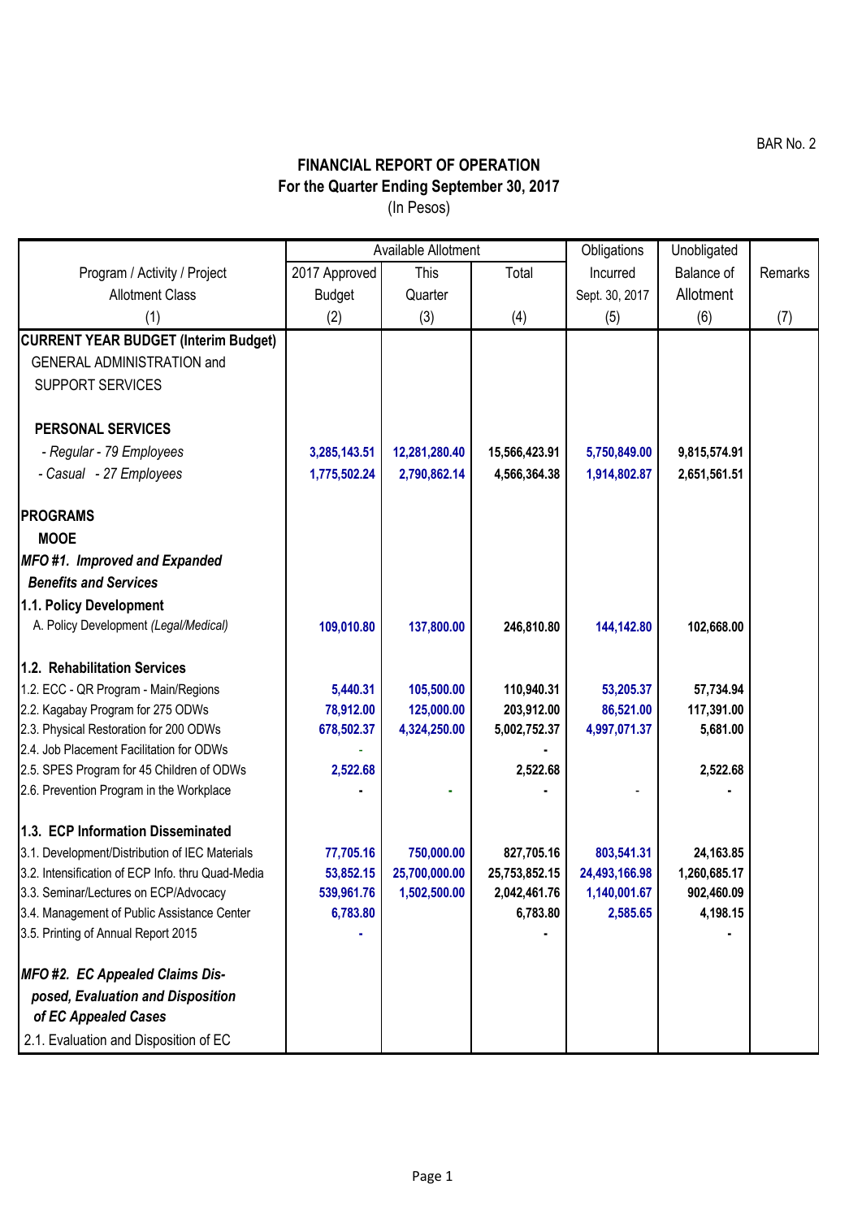BAR No. 2

# FINANCIAL REPORT OF OPERATION
## For the Quarter Ending September 30, 2017
(In Pesos)

| Program / Activity / Project Allotment Class | Available Allotment | | | Obligations Incurred Sept. 30, 2017 | Unobligated Balance of Allotment | Remarks |
|---|---|---|---|---|---|---|
| | 2017 Approved Budget | This Quarter | Total | | | |
| (1) | (2) | (3) | (4) | (5) | (6) | (7) |
| **CURRENT YEAR BUDGET (Interim Budget)** | | | | | | |
| GENERAL ADMINISTRATION and SUPPORT SERVICES | | | | | | |
| **PERSONAL SERVICES** | | | | | | |
| *- Regular - 79 Employees* | 3,285,143.51 | 12,281,280.40 | 15,566,423.91 | 5,750,849.00 | 9,815,574.91 | |
| *- Casual - 27 Employees* | 1,775,502.24 | 2,790,862.14 | 4,566,364.38 | 1,914,802.87 | 2,651,561.51 | |
| **PROGRAMS** | | | | | | |
| **MOOE** | | | | | | |
| ***MFO #1. Improved and Expanded Benefits and Services*** | | | | | | |
| **1.1. Policy Development** | | | | | | |
| A. Policy Development *(Legal/Medical)* | 109,010.80 | 137,800.00 | 246,810.80 | 144,142.80 | 102,668.00 | |
| **1.2. Rehabilitation Services** | | | | | | |
| 1.2. ECC - QR Program - Main/Regions | 5,440.31 | 105,500.00 | 110,940.31 | 53,205.37 | 57,734.94 | |
| 2.2. Kagabay Program for 275 ODWs | 78,912.00 | 125,000.00 | 203,912.00 | 86,521.00 | 117,391.00 | |
| 2.3. Physical Restoration for 200 ODWs | 678,502.37 | 4,324,250.00 | 5,002,752.37 | 4,997,071.37 | 5,681.00 | |
| 2.4. Job Placement Facilitation for ODWs | - | | - | | | |
| 2.5. SPES Program for 45 Children of ODWs | 2,522.68 | | 2,522.68 | | 2,522.68 | |
| 2.6. Prevention Program in the Workplace | - | - | - | - | - | |
| **1.3. ECP Information Disseminated** | | | | | | |
| 3.1. Development/Distribution of IEC Materials | 77,705.16 | 750,000.00 | 827,705.16 | 803,541.31 | 24,163.85 | |
| 3.2. Intensification of ECP Info. thru Quad-Media | 53,852.15 | 25,700,000.00 | 25,753,852.15 | 24,493,166.98 | 1,260,685.17 | |
| 3.3. Seminar/Lectures on ECP/Advocacy | 539,961.76 | 1,502,500.00 | 2,042,461.76 | 1,140,001.67 | 902,460.09 | |
| 3.4. Management of Public Assistance Center | 6,783.80 | | 6,783.80 | 2,585.65 | 4,198.15 | |
| 3.5. Printing of Annual Report 2015 | - | | - | | - | |
| ***MFO #2. EC Appealed Claims Disposed, Evaluation and Disposition of EC Appealed Cases*** | | | | | | |
| 2.1. Evaluation and Disposition of EC | | | | | | |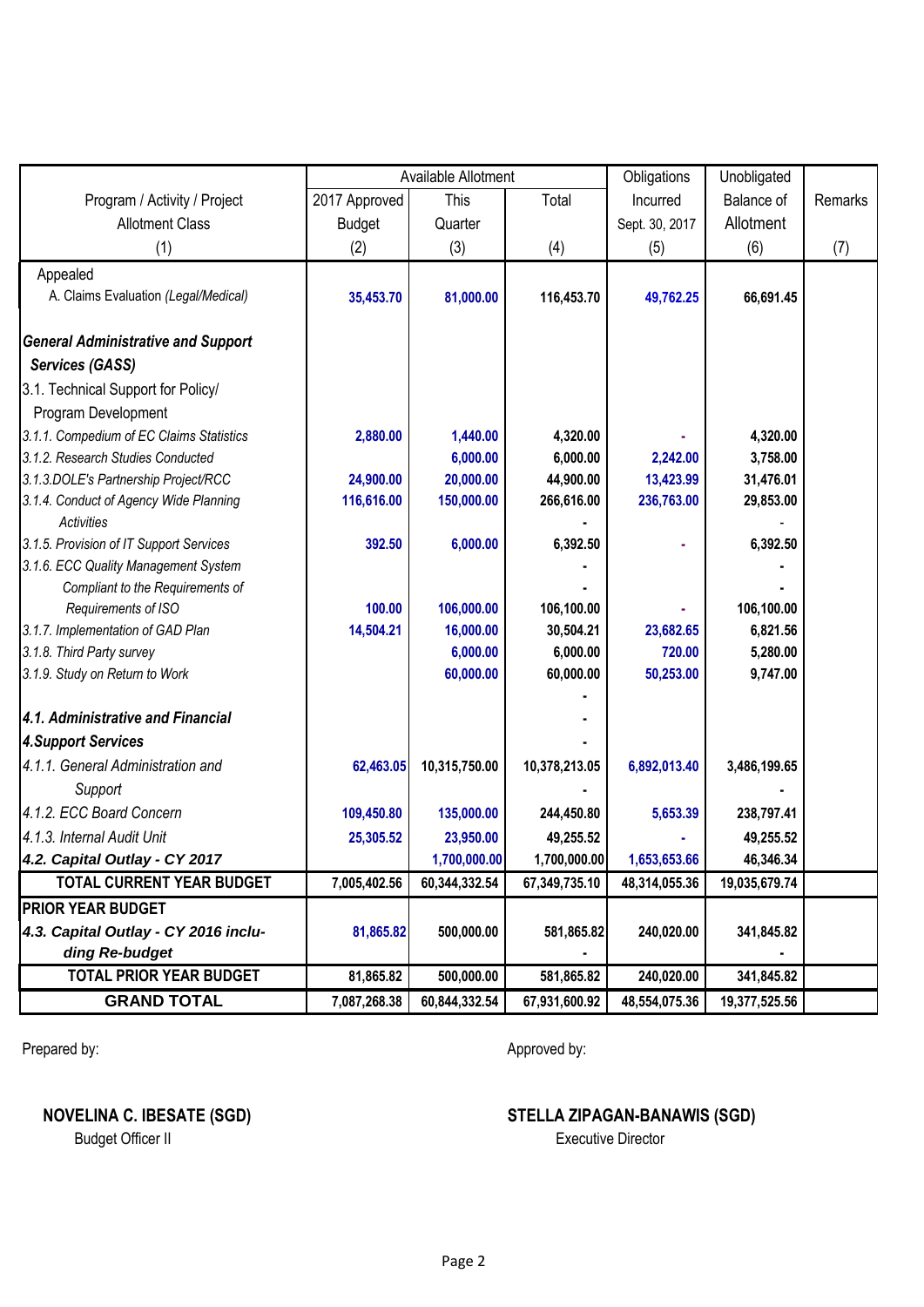| Program / Activity / Project<br>Allotment Class<br>(1) | Available Allotment<br>2017 Approved Budget<br>(2) | <br>This Quarter<br>(3) | <br>Total<br>(4) | Obligations Incurred<br>Sept. 30, 2017<br>(5) | Unobligated Balance of Allotment<br>(6) | Remarks<br><br>(7) |
|---|---|---|---|---|---|---|
| Appealed | | | | | | |
| A. Claims Evaluation *(Legal/Medical)* | 35,453.70 | 81,000.00 | 116,453.70 | 49,762.25 | 66,691.45 | |
| ***General Administrative and Support Services (GASS)*** | | | | | | |
| 3.1. Technical Support for Policy/ Program Development | | | | | | |
| *3.1.1. Compedium of EC Claims Statistics* | 2,880.00 | 1,440.00 | 4,320.00 | - | 4,320.00 | |
| *3.1.2. Research Studies Conducted* | | 6,000.00 | 6,000.00 | 2,242.00 | 3,758.00 | |
| *3.1.3.DOLE's Partnership Project/RCC* | 24,900.00 | 20,000.00 | 44,900.00 | 13,423.99 | 31,476.01 | |
| *3.1.4. Conduct of Agency Wide Planning Activities* | 116,616.00 | 150,000.00 | 266,616.00<br>- | 236,763.00 | 29,853.00<br>- | |
| *3.1.5. Provision of IT Support Services* | 392.50 | 6,000.00 | 6,392.50 | - | 6,392.50 | |
| *3.1.6. ECC Quality Management System Compliant to the Requirements of Requirements of ISO* | 100.00 | 106,000.00 | -<br>-<br>106,100.00 | - | -<br>-<br>106,100.00 | |
| *3.1.7. Implementation of GAD Plan* | 14,504.21 | 16,000.00 | 30,504.21 | 23,682.65 | 6,821.56 | |
| *3.1.8. Third Party survey* | | 6,000.00 | 6,000.00 | 720.00 | 5,280.00 | |
| *3.1.9. Study on Return to Work* | | 60,000.00 | 60,000.00 | 50,253.00 | 9,747.00 | |
| | | | - | | | |
| ***4.1. Administrative and Financial 4.Support Services*** | | | -<br>- | | | |
| *4.1.1. General Administration and Support* | 62,463.05 | 10,315,750.00 | 10,378,213.05<br>- | 6,892,013.40 | 3,486,199.65<br>- | |
| *4.1.2. ECC Board Concern* | 109,450.80 | 135,000.00 | 244,450.80 | 5,653.39 | 238,797.41 | |
| *4.1.3. Internal Audit Unit* | 25,305.52 | 23,950.00 | 49,255.52 | - | 49,255.52 | |
| ***4.2. Capital Outlay - CY 2017*** | | 1,700,000.00 | 1,700,000.00 | 1,653,653.66 | 46,346.34 | |
| **TOTAL CURRENT YEAR BUDGET** | 7,005,402.56 | 60,344,332.54 | 67,349,735.10 | 48,314,055.36 | 19,035,679.74 | |
| **PRIOR YEAR BUDGET** | | | | | | |
| ***4.3. Capital Outlay - CY 2016 including Re-budget*** | 81,865.82 | 500,000.00 | 581,865.82<br>- | 240,020.00 | 341,845.82<br>- | |
| **TOTAL PRIOR YEAR BUDGET** | 81,865.82 | 500,000.00 | 581,865.82 | 240,020.00 | 341,845.82 | |
| **GRAND TOTAL** | 7,087,268.38 | 60,844,332.54 | 67,931,600.92 | 48,554,075.36 | 19,377,525.56 | |

Prepared by:

**NOVELINA C. IBESATE (SGD)**
Budget Officer II

Approved by:

**STELLA ZIPAGAN-BANAWIS (SGD)**
Executive Director